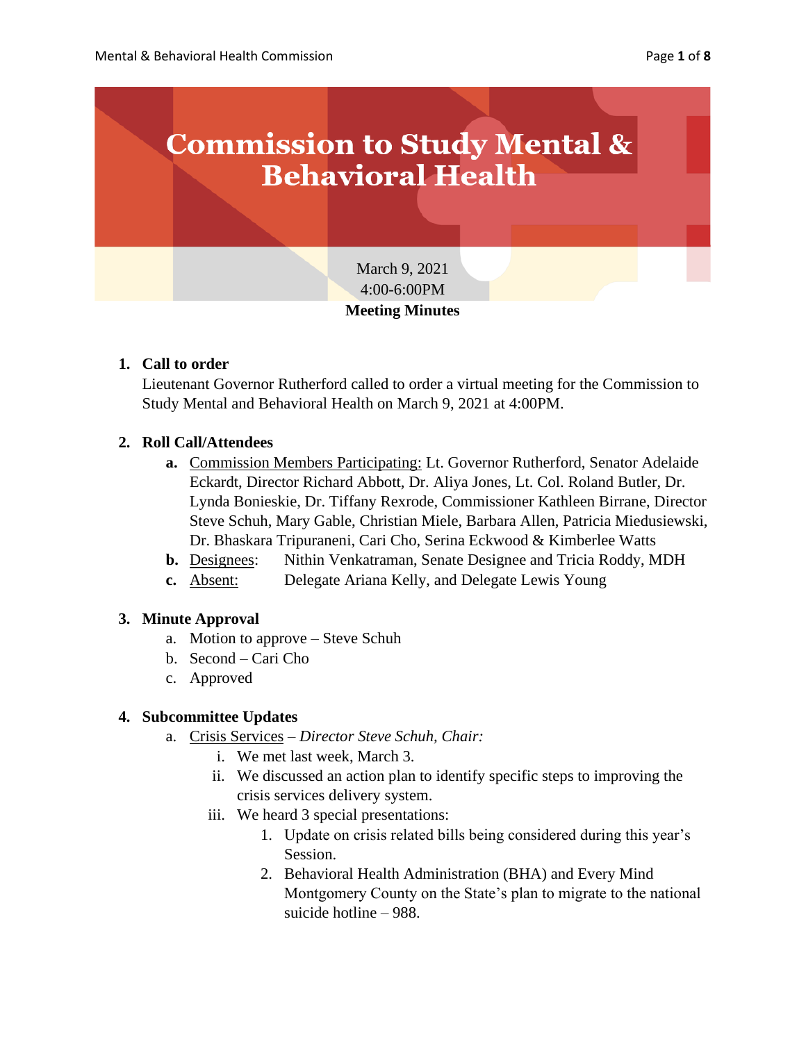# Commission to Study Mental & Behavioral Health

March 9, 2021
4:00-6:00PM
**Meeting Minutes**

1. **Call to order**
   Lieutenant Governor Rutherford called to order a virtual meeting for the Commission to Study Mental and Behavioral Health on March 9, 2021 at 4:00PM.

2. **Roll Call/Attendees**
   - **a.** Commission Members Participating: Lt. Governor Rutherford, Senator Adelaide Eckardt, Director Richard Abbott, Dr. Aliya Jones, Lt. Col. Roland Butler, Dr. Lynda Bonieskie, Dr. Tiffany Rexrode, Commissioner Kathleen Birrane, Director Steve Schuh, Mary Gable, Christian Miele, Barbara Allen, Patricia Miedusiewski, Dr. Bhaskara Tripuraneni, Cari Cho, Serina Eckwood & Kimberlee Watts
   - **b.** Designees: Nithin Venkatraman, Senate Designee and Tricia Roddy, MDH
   - **c.** Absent: Delegate Ariana Kelly, and Delegate Lewis Young

3. **Minute Approval**
   - a. Motion to approve – Steve Schuh
   - b. Second – Cari Cho
   - c. Approved

4. **Subcommittee Updates**
   - a. Crisis Services – *Director Steve Schuh, Chair:*
     - i. We met last week, March 3.
     - ii. We discussed an action plan to identify specific steps to improving the crisis services delivery system.
     - iii. We heard 3 special presentations:
       1. Update on crisis related bills being considered during this year's Session.
       2. Behavioral Health Administration (BHA) and Every Mind Montgomery County on the State's plan to migrate to the national suicide hotline – 988.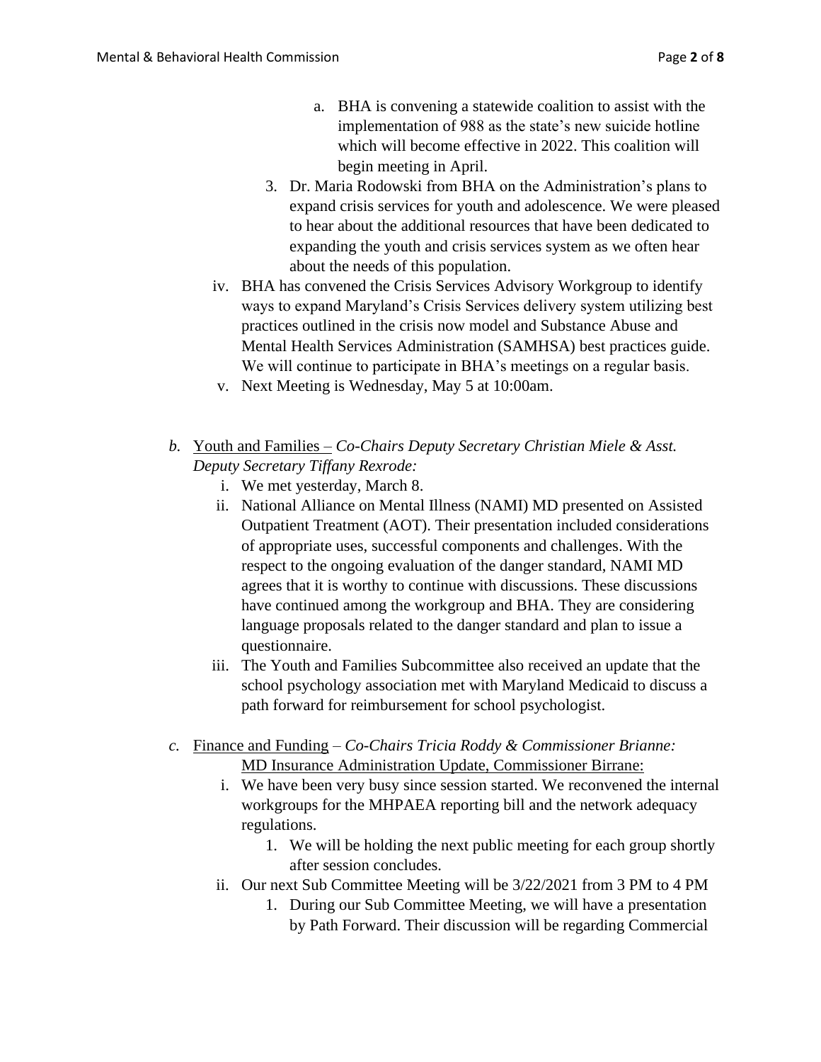a. BHA is convening a statewide coalition to assist with the implementation of 988 as the state's new suicide hotline which will become effective in 2022. This coalition will begin meeting in April.
        3. Dr. Maria Rodowski from BHA on the Administration's plans to expand crisis services for youth and adolescence. We were pleased to hear about the additional resources that have been dedicated to expanding the youth and crisis services system as we often hear about the needs of this population.
    iv. BHA has convened the Crisis Services Advisory Workgroup to identify ways to expand Maryland's Crisis Services delivery system utilizing best practices outlined in the crisis now model and Substance Abuse and Mental Health Services Administration (SAMHSA) best practices guide. We will continue to participate in BHA's meetings on a regular basis.
    v. Next Meeting is Wednesday, May 5 at 10:00am.

b. Youth and Families – *Co-Chairs Deputy Secretary Christian Miele & Asst. Deputy Secretary Tiffany Rexrode:*
    i. We met yesterday, March 8.
    ii. National Alliance on Mental Illness (NAMI) MD presented on Assisted Outpatient Treatment (AOT). Their presentation included considerations of appropriate uses, successful components and challenges. With the respect to the ongoing evaluation of the danger standard, NAMI MD agrees that it is worthy to continue with discussions. These discussions have continued among the workgroup and BHA. They are considering language proposals related to the danger standard and plan to issue a questionnaire.
    iii. The Youth and Families Subcommittee also received an update that the school psychology association met with Maryland Medicaid to discuss a path forward for reimbursement for school psychologist.

c. Finance and Funding – *Co-Chairs Tricia Roddy & Commissioner Brianne:*
    MD Insurance Administration Update, Commissioner Birrane:
    i. We have been very busy since session started. We reconvened the internal workgroups for the MHPAEA reporting bill and the network adequacy regulations.
        1. We will be holding the next public meeting for each group shortly after session concludes.
    ii. Our next Sub Committee Meeting will be 3/22/2021 from 3 PM to 4 PM
        1. During our Sub Committee Meeting, we will have a presentation by Path Forward. Their discussion will be regarding Commercial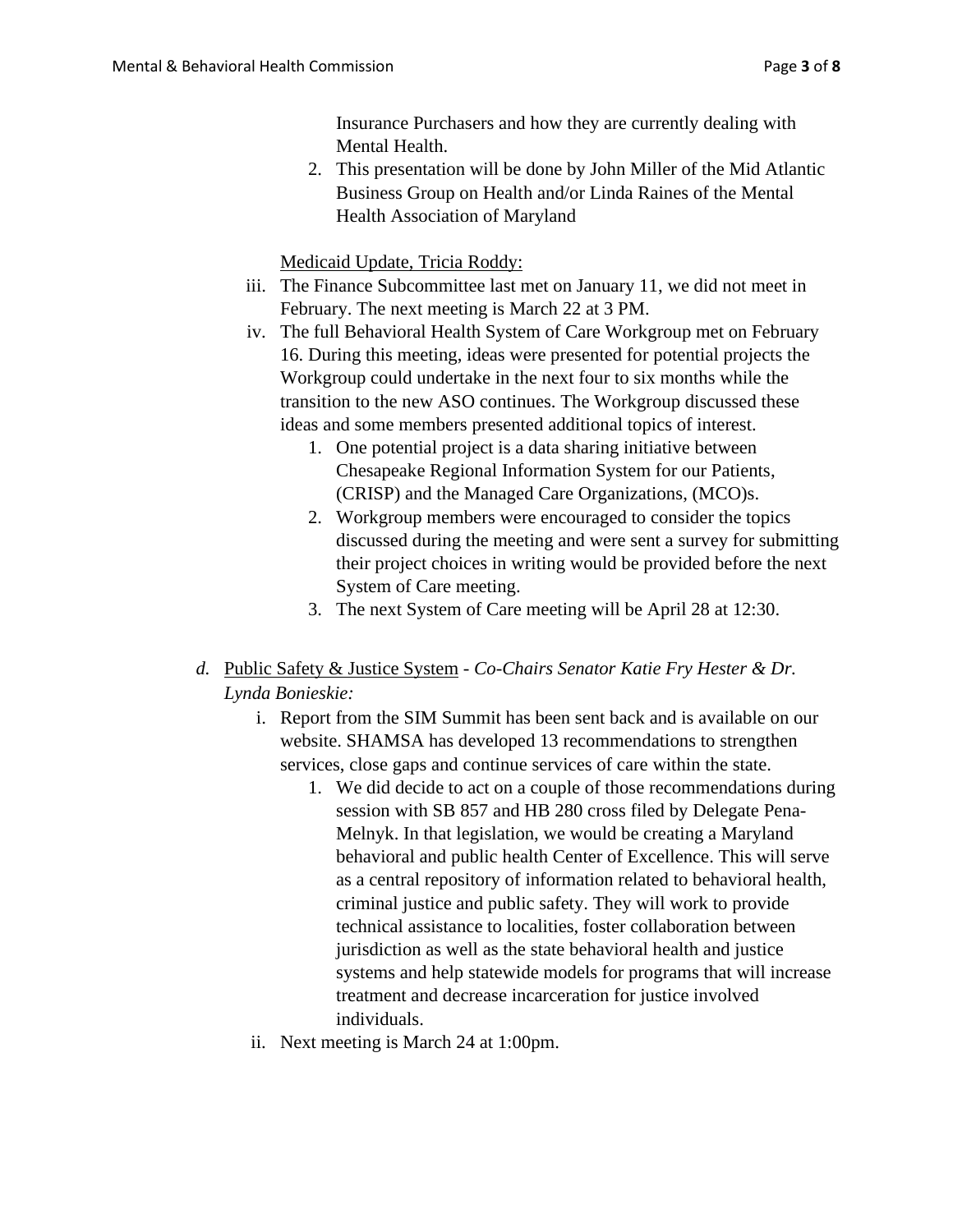Insurance Purchasers and how they are currently dealing with Mental Health.

2. This presentation will be done by John Miller of the Mid Atlantic Business Group on Health and/or Linda Raines of the Mental Health Association of Maryland

<u>Medicaid Update, Tricia Roddy:</u>

iii. The Finance Subcommittee last met on January 11, we did not meet in February. The next meeting is March 22 at 3 PM.

iv. The full Behavioral Health System of Care Workgroup met on February 16. During this meeting, ideas were presented for potential projects the Workgroup could undertake in the next four to six months while the transition to the new ASO continues. The Workgroup discussed these ideas and some members presented additional topics of interest.

   1. One potential project is a data sharing initiative between Chesapeake Regional Information System for our Patients, (CRISP) and the Managed Care Organizations, (MCO)s.
   2. Workgroup members were encouraged to consider the topics discussed during the meeting and were sent a survey for submitting their project choices in writing would be provided before the next System of Care meeting.
   3. The next System of Care meeting will be April 28 at 12:30.

*d.* <u>Public Safety & Justice System</u> - *Co-Chairs Senator Katie Fry Hester & Dr. Lynda Bonieskie:*

i. Report from the SIM Summit has been sent back and is available on our website. SHAMSA has developed 13 recommendations to strengthen services, close gaps and continue services of care within the state.

   1. We did decide to act on a couple of those recommendations during session with SB 857 and HB 280 cross filed by Delegate Pena-Melnyk. In that legislation, we would be creating a Maryland behavioral and public health Center of Excellence. This will serve as a central repository of information related to behavioral health, criminal justice and public safety. They will work to provide technical assistance to localities, foster collaboration between jurisdiction as well as the state behavioral health and justice systems and help statewide models for programs that will increase treatment and decrease incarceration for justice involved individuals.

ii. Next meeting is March 24 at 1:00pm.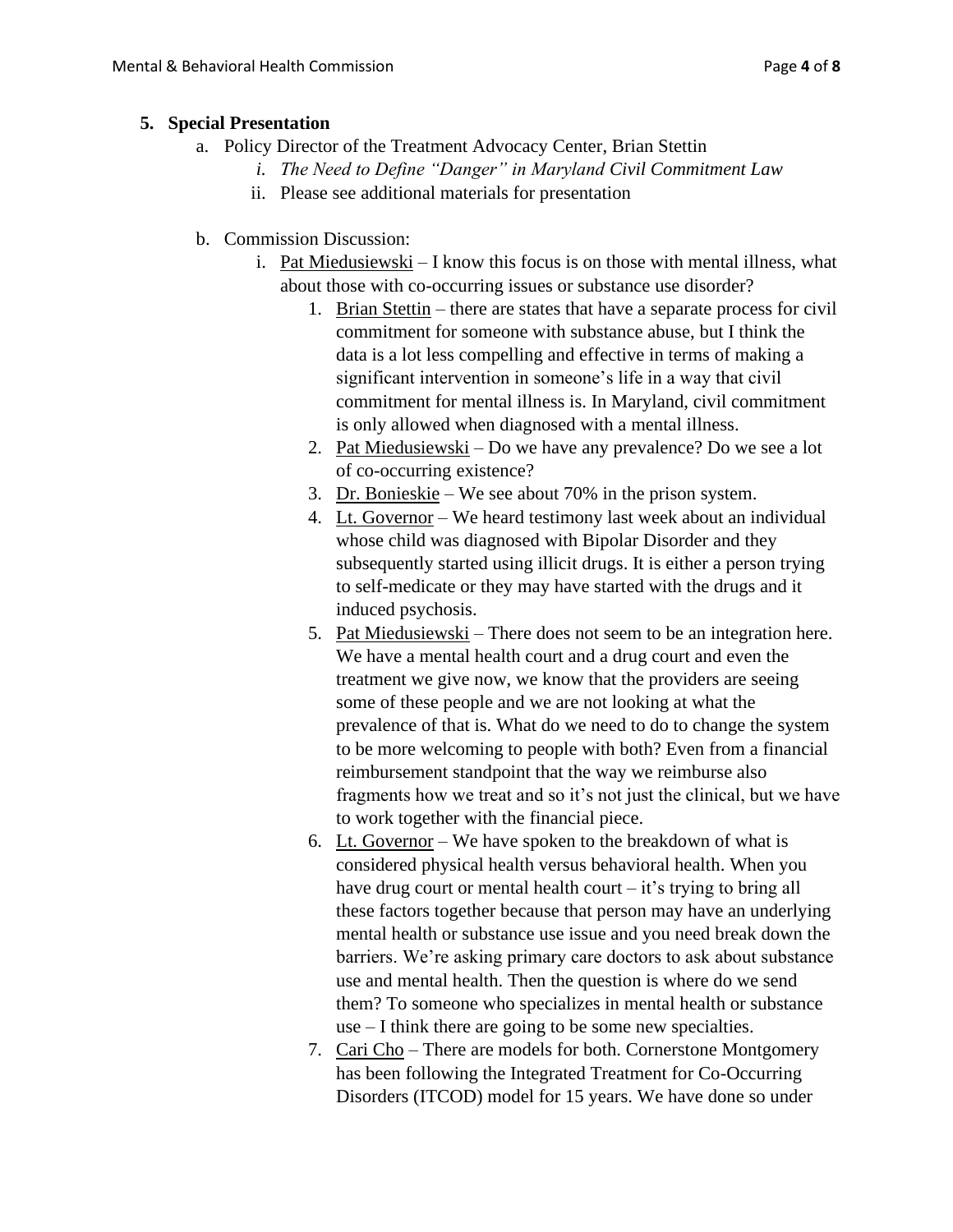5. **Special Presentation**
    a. Policy Director of the Treatment Advocacy Center, Brian Stettin
        i. *The Need to Define "Danger" in Maryland Civil Commitment Law*
        ii. Please see additional materials for presentation

    b. Commission Discussion:
        i. Pat Miedusiewski – I know this focus is on those with mental illness, what about those with co-occurring issues or substance use disorder?
            1. Brian Stettin – there are states that have a separate process for civil commitment for someone with substance abuse, but I think the data is a lot less compelling and effective in terms of making a significant intervention in someone's life in a way that civil commitment for mental illness is. In Maryland, civil commitment is only allowed when diagnosed with a mental illness.
            2. Pat Miedusiewski – Do we have any prevalence? Do we see a lot of co-occurring existence?
            3. Dr. Bonieskie – We see about 70% in the prison system.
            4. Lt. Governor – We heard testimony last week about an individual whose child was diagnosed with Bipolar Disorder and they subsequently started using illicit drugs. It is either a person trying to self-medicate or they may have started with the drugs and it induced psychosis.
            5. Pat Miedusiewski – There does not seem to be an integration here. We have a mental health court and a drug court and even the treatment we give now, we know that the providers are seeing some of these people and we are not looking at what the prevalence of that is. What do we need to do to change the system to be more welcoming to people with both? Even from a financial reimbursement standpoint that the way we reimburse also fragments how we treat and so it's not just the clinical, but we have to work together with the financial piece.
            6. Lt. Governor – We have spoken to the breakdown of what is considered physical health versus behavioral health. When you have drug court or mental health court – it's trying to bring all these factors together because that person may have an underlying mental health or substance use issue and you need break down the barriers. We're asking primary care doctors to ask about substance use and mental health. Then the question is where do we send them? To someone who specializes in mental health or substance use – I think there are going to be some new specialties.
            7. Cari Cho – There are models for both. Cornerstone Montgomery has been following the Integrated Treatment for Co-Occurring Disorders (ITCOD) model for 15 years. We have done so under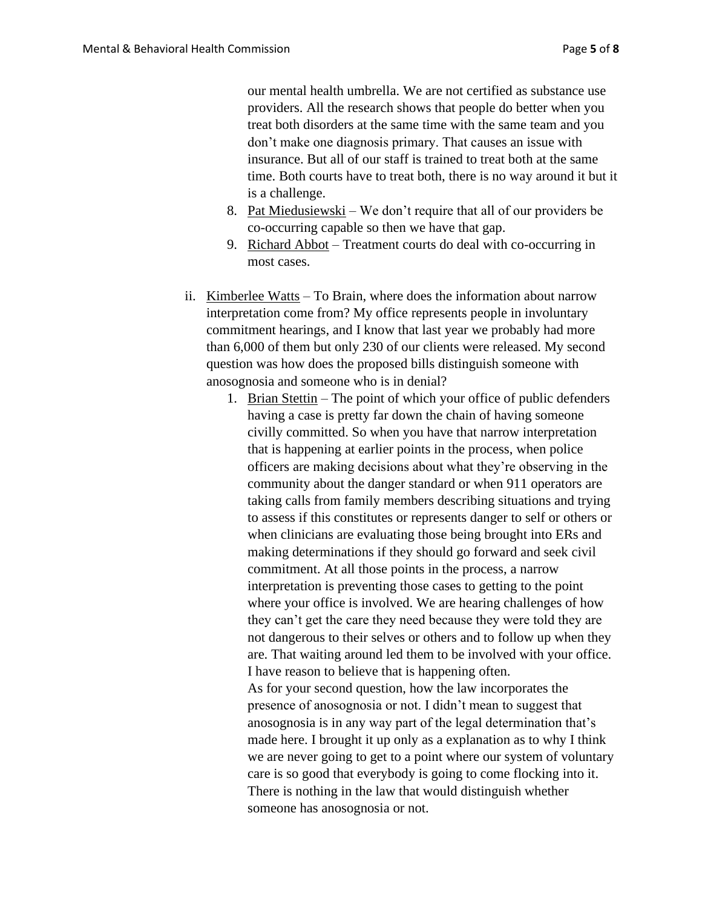our mental health umbrella. We are not certified as substance use providers. All the research shows that people do better when you treat both disorders at the same time with the same team and you don't make one diagnosis primary. That causes an issue with insurance. But all of our staff is trained to treat both at the same time. Both courts have to treat both, there is no way around it but it is a challenge.

8. Pat Miedusiewski – We don't require that all of our providers be co-occurring capable so then we have that gap.
9. Richard Abbot – Treatment courts do deal with co-occurring in most cases.

ii. Kimberlee Watts – To Brain, where does the information about narrow interpretation come from? My office represents people in involuntary commitment hearings, and I know that last year we probably had more than 6,000 of them but only 230 of our clients were released. My second question was how does the proposed bills distinguish someone with anosognosia and someone who is in denial?

1. Brian Stettin – The point of which your office of public defenders having a case is pretty far down the chain of having someone civilly committed. So when you have that narrow interpretation that is happening at earlier points in the process, when police officers are making decisions about what they're observing in the community about the danger standard or when 911 operators are taking calls from family members describing situations and trying to assess if this constitutes or represents danger to self or others or when clinicians are evaluating those being brought into ERs and making determinations if they should go forward and seek civil commitment. At all those points in the process, a narrow interpretation is preventing those cases to getting to the point where your office is involved. We are hearing challenges of how they can't get the care they need because they were told they are not dangerous to their selves or others and to follow up when they are. That waiting around led them to be involved with your office. I have reason to believe that is happening often.

   As for your second question, how the law incorporates the presence of anosognosia or not. I didn't mean to suggest that anosognosia is in any way part of the legal determination that's made here. I brought it up only as a explanation as to why I think we are never going to get to a point where our system of voluntary care is so good that everybody is going to come flocking into it. There is nothing in the law that would distinguish whether someone has anosognosia or not.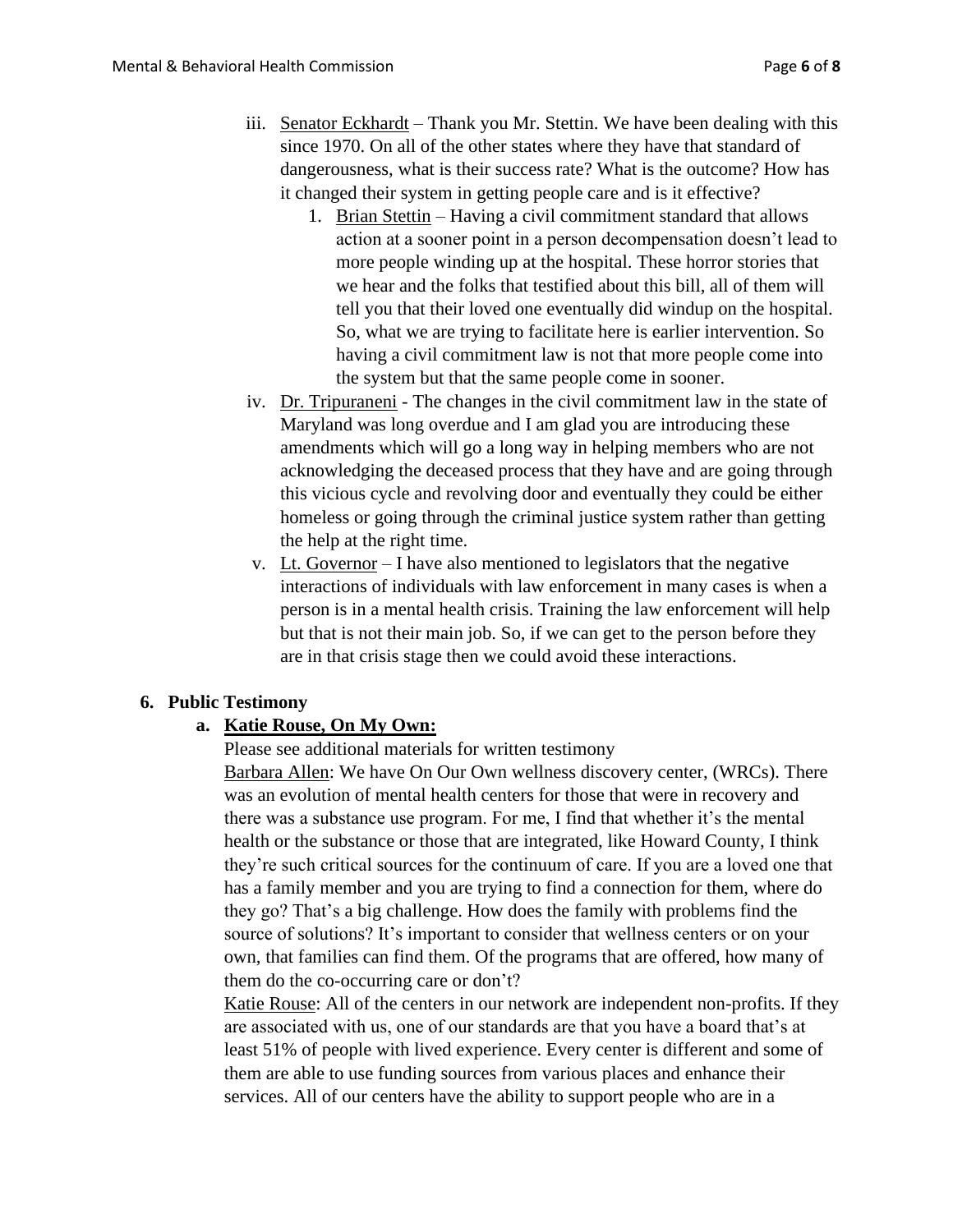iii. Senator Eckhardt – Thank you Mr. Stettin. We have been dealing with this since 1970. On all of the other states where they have that standard of dangerousness, what is their success rate? What is the outcome? How has it changed their system in getting people care and is it effective?

   1. Brian Stettin – Having a civil commitment standard that allows action at a sooner point in a person decompensation doesn't lead to more people winding up at the hospital. These horror stories that we hear and the folks that testified about this bill, all of them will tell you that their loved one eventually did windup on the hospital. So, what we are trying to facilitate here is earlier intervention. So having a civil commitment law is not that more people come into the system but that the same people come in sooner.

iv. Dr. Tripuraneni - The changes in the civil commitment law in the state of Maryland was long overdue and I am glad you are introducing these amendments which will go a long way in helping members who are not acknowledging the deceased process that they have and are going through this vicious cycle and revolving door and eventually they could be either homeless or going through the criminal justice system rather than getting the help at the right time.

v. Lt. Governor – I have also mentioned to legislators that the negative interactions of individuals with law enforcement in many cases is when a person is in a mental health crisis. Training the law enforcement will help but that is not their main job. So, if we can get to the person before they are in that crisis stage then we could avoid these interactions.

## 6. Public Testimony

### a. Katie Rouse, On My Own:

Please see additional materials for written testimony

Barbara Allen: We have On Our Own wellness discovery center, (WRCs). There was an evolution of mental health centers for those that were in recovery and there was a substance use program. For me, I find that whether it's the mental health or the substance or those that are integrated, like Howard County, I think they're such critical sources for the continuum of care. If you are a loved one that has a family member and you are trying to find a connection for them, where do they go? That's a big challenge. How does the family with problems find the source of solutions? It's important to consider that wellness centers or on your own, that families can find them. Of the programs that are offered, how many of them do the co-occurring care or don't?

Katie Rouse: All of the centers in our network are independent non-profits. If they are associated with us, one of our standards are that you have a board that's at least 51% of people with lived experience. Every center is different and some of them are able to use funding sources from various places and enhance their services. All of our centers have the ability to support people who are in a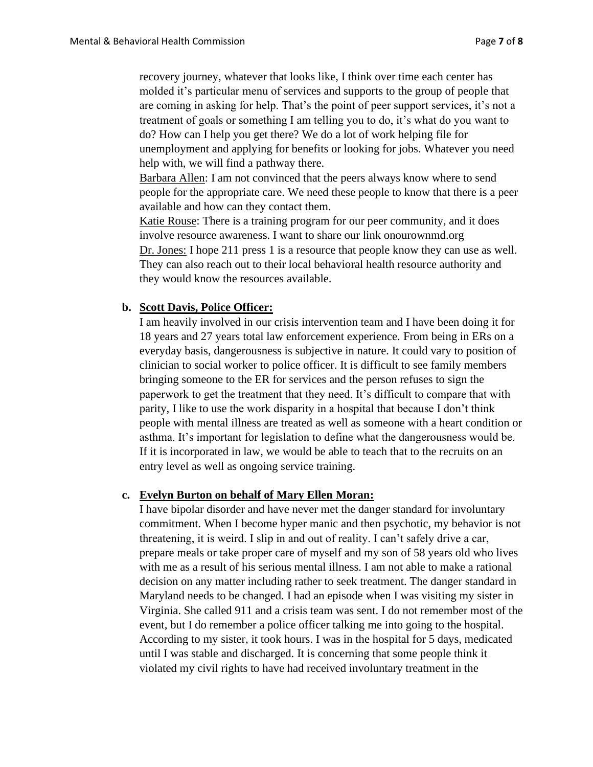recovery journey, whatever that looks like, I think over time each center has molded it's particular menu of services and supports to the group of people that are coming in asking for help. That's the point of peer support services, it's not a treatment of goals or something I am telling you to do, it's what do you want to do? How can I help you get there? We do a lot of work helping file for unemployment and applying for benefits or looking for jobs. Whatever you need help with, we will find a pathway there.

Barbara Allen: I am not convinced that the peers always know where to send people for the appropriate care. We need these people to know that there is a peer available and how can they contact them.

Katie Rouse: There is a training program for our peer community, and it does involve resource awareness. I want to share our link onourownmd.org

Dr. Jones: I hope 211 press 1 is a resource that people know they can use as well. They can also reach out to their local behavioral health resource authority and they would know the resources available.

**b. Scott Davis, Police Officer:**

I am heavily involved in our crisis intervention team and I have been doing it for 18 years and 27 years total law enforcement experience. From being in ERs on a everyday basis, dangerousness is subjective in nature. It could vary to position of clinician to social worker to police officer. It is difficult to see family members bringing someone to the ER for services and the person refuses to sign the paperwork to get the treatment that they need. It's difficult to compare that with parity, I like to use the work disparity in a hospital that because I don't think people with mental illness are treated as well as someone with a heart condition or asthma. It's important for legislation to define what the dangerousness would be. If it is incorporated in law, we would be able to teach that to the recruits on an entry level as well as ongoing service training.

**c. Evelyn Burton on behalf of Mary Ellen Moran:**

I have bipolar disorder and have never met the danger standard for involuntary commitment. When I become hyper manic and then psychotic, my behavior is not threatening, it is weird. I slip in and out of reality. I can't safely drive a car, prepare meals or take proper care of myself and my son of 58 years old who lives with me as a result of his serious mental illness. I am not able to make a rational decision on any matter including rather to seek treatment. The danger standard in Maryland needs to be changed. I had an episode when I was visiting my sister in Virginia. She called 911 and a crisis team was sent. I do not remember most of the event, but I do remember a police officer talking me into going to the hospital. According to my sister, it took hours. I was in the hospital for 5 days, medicated until I was stable and discharged. It is concerning that some people think it violated my civil rights to have had received involuntary treatment in the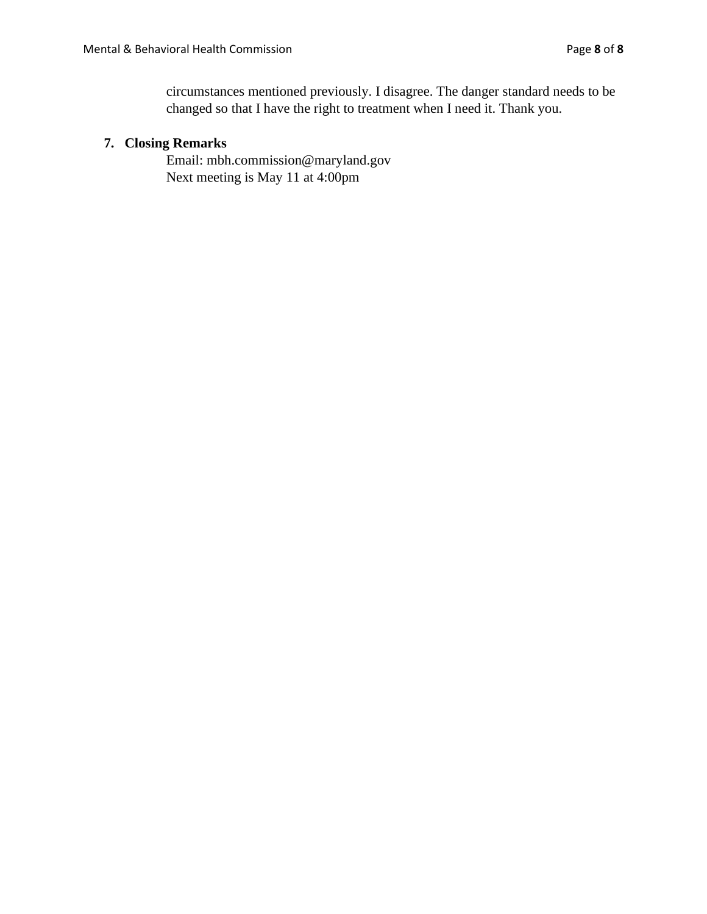circumstances mentioned previously. I disagree. The danger standard needs to be changed so that I have the right to treatment when I need it. Thank you.

7. **Closing Remarks**

Email: mbh.commission@maryland.gov
Next meeting is May 11 at 4:00pm